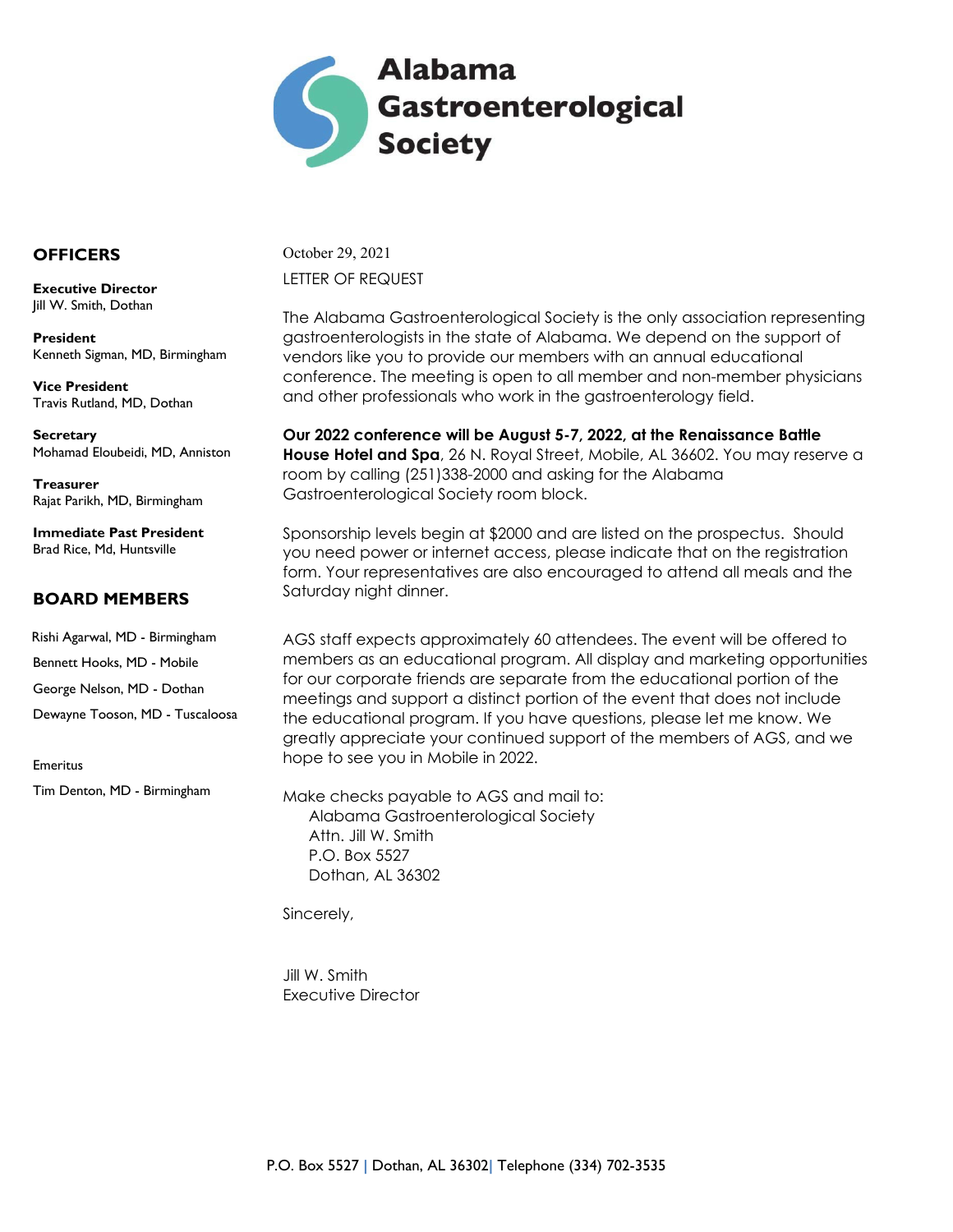# Alabama Gastroenterological Society

## OFFICERS

**Executive Director**
Jill W. Smith, Dothan

**President**
Kenneth Sigman, MD, Birmingham

**Vice President**
Travis Rutland, MD, Dothan

**Secretary**
Mohamad Eloubeidi, MD, Anniston

**Treasurer**
Rajat Parikh, MD, Birmingham

**Immediate Past President**
Brad Rice, Md, Huntsville

## BOARD MEMBERS

Rishi Agarwal, MD - Birmingham

Bennett Hooks, MD - Mobile

George Nelson, MD - Dothan

Dewayne Tooson, MD - Tuscaloosa

Emeritus

Tim Denton, MD - Birmingham

October 29, 2021

LETTER OF REQUEST

The Alabama Gastroenterological Society is the only association representing gastroenterologists in the state of Alabama. We depend on the support of vendors like you to provide our members with an annual educational conference. The meeting is open to all member and non-member physicians and other professionals who work in the gastroenterology field.

**Our 2022 conference will be August 5-7, 2022, at the Renaissance Battle House Hotel and Spa**, 26 N. Royal Street, Mobile, AL 36602. You may reserve a room by calling (251)338-2000 and asking for the Alabama Gastroenterological Society room block.

Sponsorship levels begin at $2000 and are listed on the prospectus. Should you need power or internet access, please indicate that on the registration form. Your representatives are also encouraged to attend all meals and the Saturday night dinner.

AGS staff expects approximately 60 attendees. The event will be offered to members as an educational program. All display and marketing opportunities for our corporate friends are separate from the educational portion of the meetings and support a distinct portion of the event that does not include the educational program. If you have questions, please let me know. We greatly appreciate your continued support of the members of AGS, and we hope to see you in Mobile in 2022.

Make checks payable to AGS and mail to:
Alabama Gastroenterological Society
Attn. Jill W. Smith
P.O. Box 5527
Dothan, AL 36302

Sincerely,

Jill W. Smith
Executive Director

P.O. Box 5527 | Dothan, AL 36302| Telephone (334) 702-3535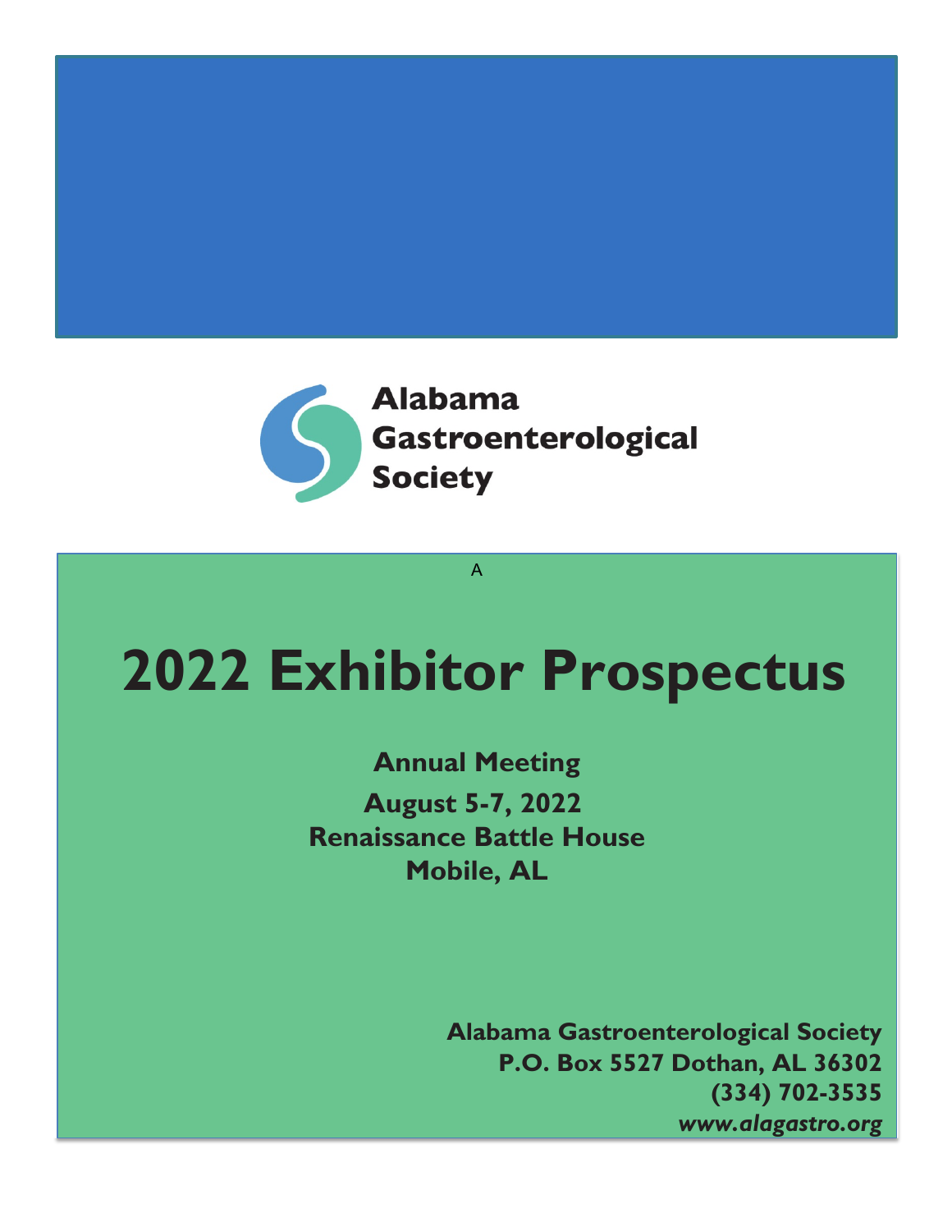**Alabama Gastroenterological Society**

A

# 2022 Exhibitor Prospectus

**Annual Meeting**

**August 5-7, 2022**
**Renaissance Battle House**
**Mobile, AL**

**Alabama Gastroenterological Society**
**P.O. Box 5527 Dothan, AL 36302**
**(334) 702-3535**
***www.alagastro.org***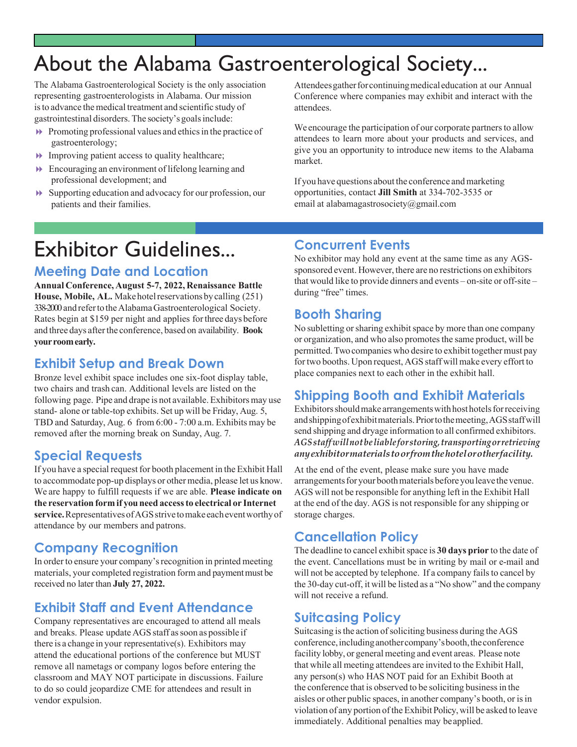# About the Alabama Gastroenterological Society...

The Alabama Gastroenterological Society is the only association representing gastroenterologists in Alabama. Our mission is to advance the medical treatment and scientific study of gastrointestinal disorders. The society's goals include:

- Promoting professional values and ethics in the practice of gastroenterology;
- Improving patient access to quality healthcare;
- Encouraging an environment of lifelong learning and professional development; and
- Supporting education and advocacy for our profession, our patients and their families.

Attendees gather for continuing medical education at our Annual Conference where companies may exhibit and interact with the attendees.

We encourage the participation of our corporate partners to allow attendees to learn more about your products and services, and give you an opportunity to introduce new items to the Alabama market.

If you have questions about the conference and marketing opportunities, contact **Jill Smith** at 334-702-3535 or email at alabamagastrosociety@gmail.com

# Exhibitor Guidelines...

## Meeting Date and Location

**Annual Conference, August 5-7, 2022, Renaissance Battle House, Mobile, AL.** Make hotel reservations by calling (251) 338-2000 and refer to the Alabama Gastroenterological Society. Rates begin at $159 per night and applies for three days before and three days after the conference, based on availability. **Book your room early.**

## Exhibit Setup and Break Down

Bronze level exhibit space includes one six-foot display table, two chairs and trash can. Additional levels are listed on the following page. Pipe and drape is not available. Exhibitors may use stand- alone or table-top exhibits. Set up will be Friday, Aug. 5, TBD and Saturday, Aug. 6 from 6:00 - 7:00 a.m. Exhibits may be removed after the morning break on Sunday, Aug. 7.

## Special Requests

If you have a special request for booth placement in the Exhibit Hall to accommodate pop-up displays or other media, please let us know. We are happy to fulfill requests if we are able. **Please indicate on the reservation form if you need access to electrical or Internet service.** Representatives of AGS strive to make each event worthy of attendance by our members and patrons.

## Company Recognition

In order to ensure your company's recognition in printed meeting materials, your completed registration form and payment must be received no later than **July 27, 2022.**

## Exhibit Staff and Event Attendance

Company representatives are encouraged to attend all meals and breaks. Please update AGS staff as soon as possible if there is a change in your representative(s). Exhibitors may attend the educational portions of the conference but MUST remove all nametags or company logos before entering the classroom and MAY NOT participate in discussions. Failure to do so could jeopardize CME for attendees and result in vendor expulsion.

## Concurrent Events

No exhibitor may hold any event at the same time as any AGS-sponsored event. However, there are no restrictions on exhibitors that would like to provide dinners and events – on-site or off-site – during "free" times.

## Booth Sharing

No subletting or sharing exhibit space by more than one company or organization, and who also promotes the same product, will be permitted. Two companies who desire to exhibit together must pay for two booths. Upon request, AGS staff will make every effort to place companies next to each other in the exhibit hall.

## Shipping Booth and Exhibit Materials

Exhibitors should make arrangements with host hotels for receiving and shipping of exhibit materials. Prior to the meeting, AGS staff will send shipping and dryage information to all confirmed exhibitors. ***AGS staff will not be liable for storing, transporting or retrieving any exhibitor materials to or from the hotel or other facility.***

At the end of the event, please make sure you have made arrangements for your booth materials before you leave the venue. AGS will not be responsible for anything left in the Exhibit Hall at the end of the day. AGS is not responsible for any shipping or storage charges.

## Cancellation Policy

The deadline to cancel exhibit space is **30 days prior** to the date of the event. Cancellations must be in writing by mail or e-mail and will not be accepted by telephone. If a company fails to cancel by the 30-day cut-off, it will be listed as a "No show" and the company will not receive a refund.

## Suitcasing Policy

Suitcasing is the action of soliciting business during the AGS conference, including another company's booth, the conference facility lobby, or general meeting and event areas. Please note that while all meeting attendees are invited to the Exhibit Hall, any person(s) who HAS NOT paid for an Exhibit Booth at the conference that is observed to be soliciting business in the aisles or other public spaces, in another company's booth, or is in violation of any portion of the Exhibit Policy, will be asked to leave immediately. Additional penalties may be applied.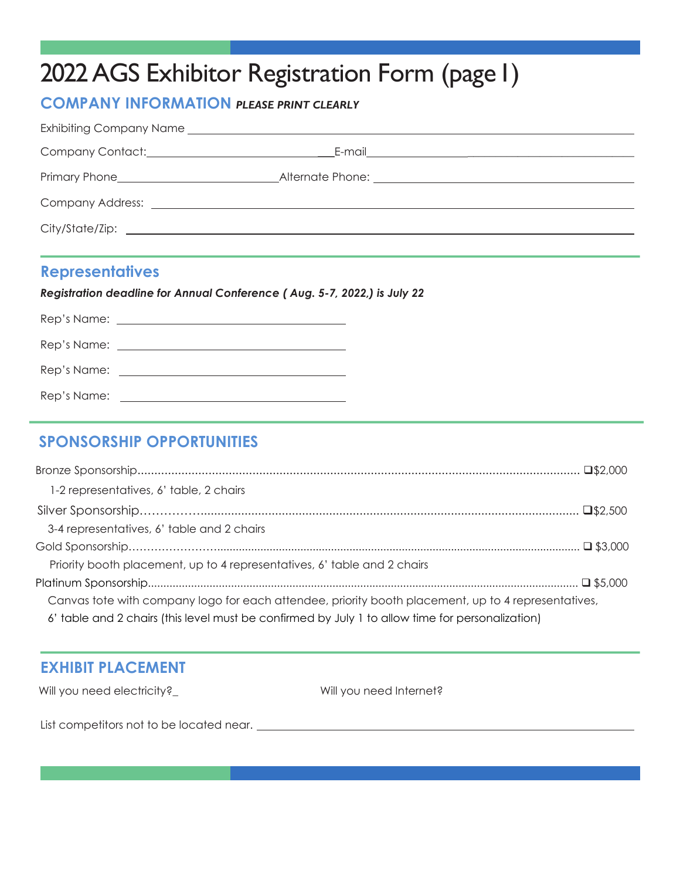# 2022 AGS Exhibitor Registration Form (page I)

## COMPANY INFORMATION *PLEASE PRINT CLEARLY*

Exhibiting Company Name ___________________________________________

Company Contact: ___________________________ E-mail ___________________________

Primary Phone ___________________________ Alternate Phone: ___________________________

Company Address: ___________________________________________

City/State/Zip: ___________________________________________

## Representatives

***Registration deadline for Annual Conference ( Aug. 5-7, 2022,) is July 22***

Rep's Name: ___________________________

Rep's Name: ___________________________

Rep's Name: ___________________________

Rep's Name: ___________________________

## SPONSORSHIP OPPORTUNITIES

Bronze Sponsorship........................................................................ ❑ $2,000

1-2 representatives, 6' table, 2 chairs

Silver Sponsorship........................................................................ ❑ $2,500

3-4 representatives, 6' table and 2 chairs

Gold Sponsorship........................................................................ ❑ $3,000

Priority booth placement, up to 4 representatives, 6' table and 2 chairs

Platinum Sponsorship........................................................................ ❑ $5,000

Canvas tote with company logo for each attendee, priority booth placement, up to 4 representatives, 6' table and 2 chairs (this level must be confirmed by July 1 to allow time for personalization)

## EXHIBIT PLACEMENT

Will you need electricity? _

Will you need Internet?

List competitors not to be located near. ___________________________________________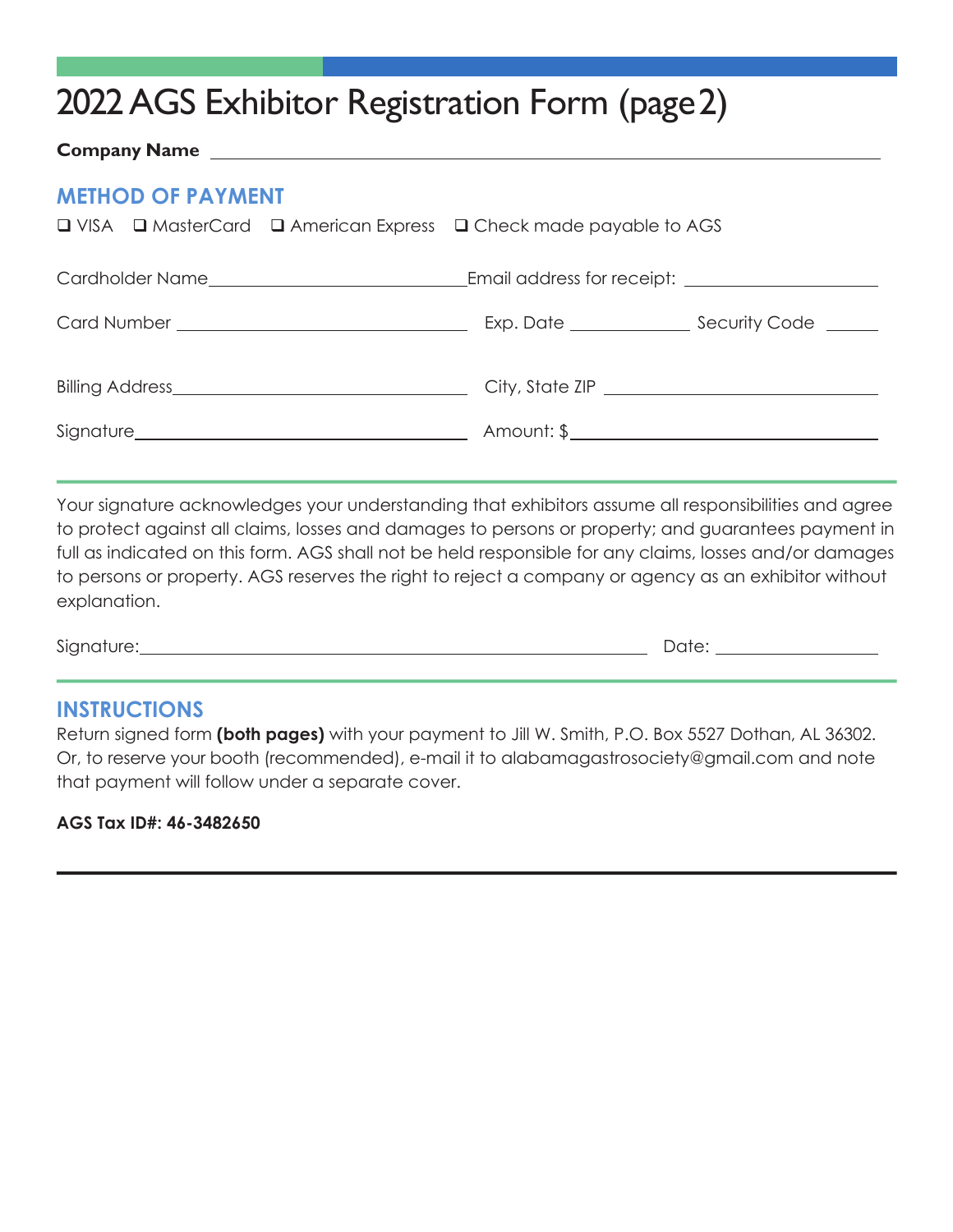# 2022 AGS Exhibitor Registration Form (page 2)

**Company Name** ____________________________________________

## METHOD OF PAYMENT

❑ VISA ❑ MasterCard ❑ American Express ❑ Check made payable to AGS

Cardholder Name ______________________ Email address for receipt: ______________________

Card Number ______________________ Exp. Date __________ Security Code ______

Billing Address ______________________ City, State ZIP ______________________

Signature ______________________ Amount: $ ______________________

---

Your signature acknowledges your understanding that exhibitors assume all responsibilities and agree to protect against all claims, losses and damages to persons or property; and guarantees payment in full as indicated on this form. AGS shall not be held responsible for any claims, losses and/or damages to persons or property. AGS reserves the right to reject a company or agency as an exhibitor without explanation.

Signature: ____________________________________________ Date: ______________

---

## INSTRUCTIONS

Return signed form **(both pages)** with your payment to Jill W. Smith, P.O. Box 5527 Dothan, AL 36302. Or, to reserve your booth (recommended), e-mail it to alabamagastrosociety@gmail.com and note that payment will follow under a separate cover.

**AGS Tax ID#: 46-3482650**